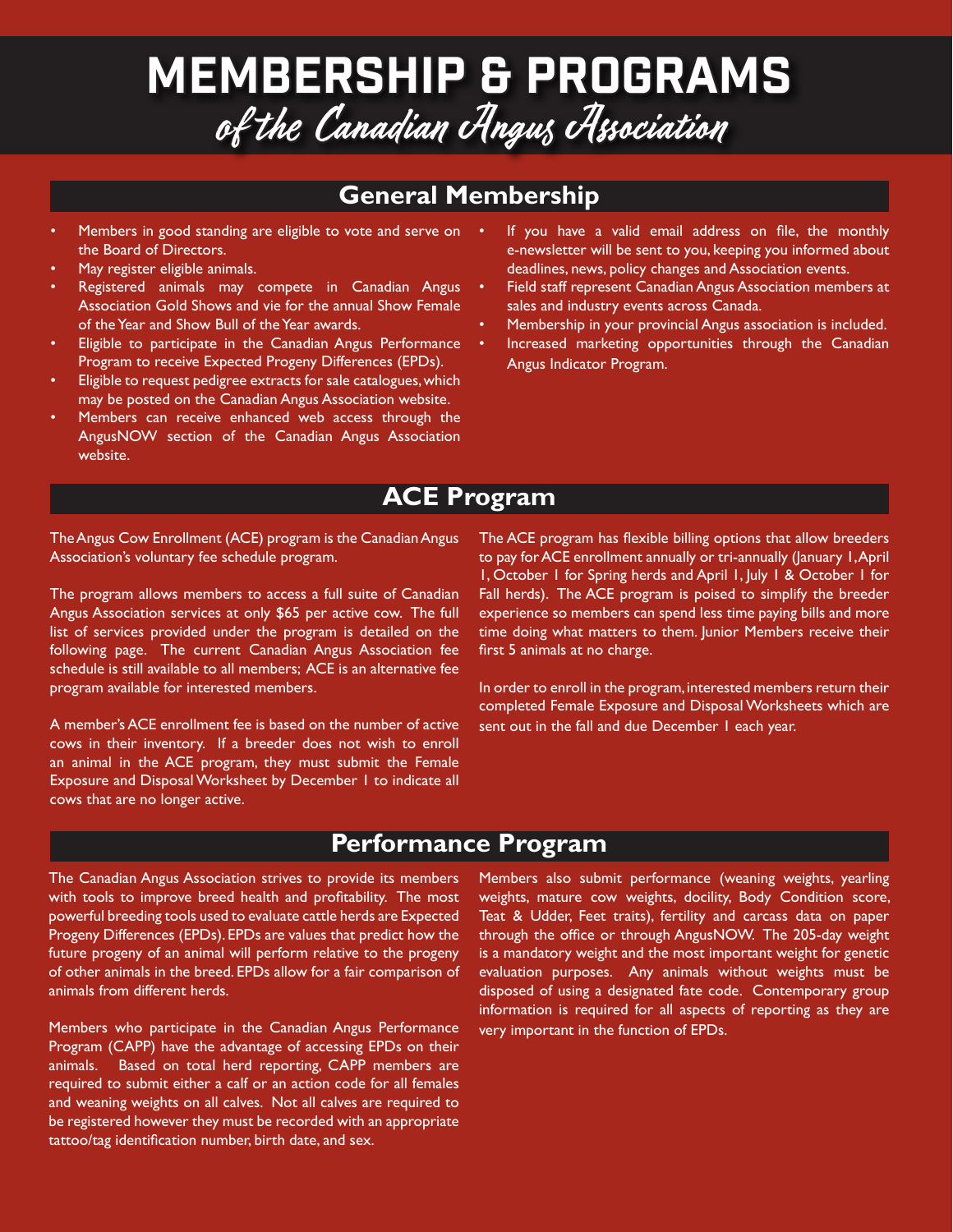# MEMBERSHIP & PROGRAMS

*of the Canadian Angus Association*

## General Membership

- Members in good standing are eligible to vote and serve on the Board of Directors.
- May register eligible animals.
- Registered animals may compete in Canadian Angus Association Gold Shows and vie for the annual Show Female of the Year and Show Bull of the Year awards.
- Eligible to participate in the Canadian Angus Performance Program to receive Expected Progeny Differences (EPDs).
- Eligible to request pedigree extracts for sale catalogues, which may be posted on the Canadian Angus Association website.
- Members can receive enhanced web access through the AngusNOW section of the Canadian Angus Association website.
- If you have a valid email address on file, the monthly e-newsletter will be sent to you, keeping you informed about deadlines, news, policy changes and Association events.
- Field staff represent Canadian Angus Association members at sales and industry events across Canada.
- Membership in your provincial Angus association is included.
- Increased marketing opportunities through the Canadian Angus Indicator Program.

## ACE Program

The Angus Cow Enrollment (ACE) program is the Canadian Angus Association's voluntary fee schedule program.

The program allows members to access a full suite of Canadian Angus Association services at only $65 per active cow. The full list of services provided under the program is detailed on the following page. The current Canadian Angus Association fee schedule is still available to all members; ACE is an alternative fee program available for interested members.

A member's ACE enrollment fee is based on the number of active cows in their inventory. If a breeder does not wish to enroll an animal in the ACE program, they must submit the Female Exposure and Disposal Worksheet by December 1 to indicate all cows that are no longer active.

The ACE program has flexible billing options that allow breeders to pay for ACE enrollment annually or tri-annually (January 1, April 1, October 1 for Spring herds and April 1, July 1 & October 1 for Fall herds). The ACE program is poised to simplify the breeder experience so members can spend less time paying bills and more time doing what matters to them. Junior Members receive their first 5 animals at no charge.

In order to enroll in the program, interested members return their completed Female Exposure and Disposal Worksheets which are sent out in the fall and due December 1 each year.

## Performance Program

The Canadian Angus Association strives to provide its members with tools to improve breed health and profitability. The most powerful breeding tools used to evaluate cattle herds are Expected Progeny Differences (EPDs). EPDs are values that predict how the future progeny of an animal will perform relative to the progeny of other animals in the breed. EPDs allow for a fair comparison of animals from different herds.

Members who participate in the Canadian Angus Performance Program (CAPP) have the advantage of accessing EPDs on their animals. Based on total herd reporting, CAPP members are required to submit either a calf or an action code for all females and weaning weights on all calves. Not all calves are required to be registered however they must be recorded with an appropriate tattoo/tag identification number, birth date, and sex.

Members also submit performance (weaning weights, yearling weights, mature cow weights, docility, Body Condition score, Teat & Udder, Feet traits), fertility and carcass data on paper through the office or through AngusNOW. The 205-day weight is a mandatory weight and the most important weight for genetic evaluation purposes. Any animals without weights must be disposed of using a designated fate code. Contemporary group information is required for all aspects of reporting as they are very important in the function of EPDs.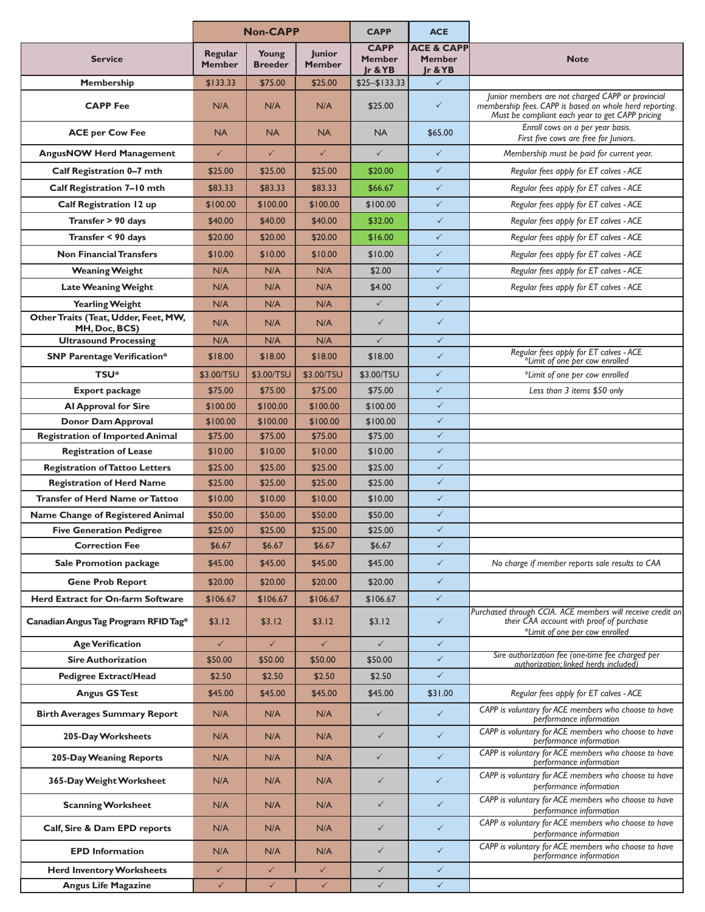| | Non-CAPP | | | CAPP | ACE | |
|---|---|---|---|---|---|---|
| **Service** | **Regular Member** | **Young Breeder** | **Junior Member** | **CAPP Member Jr & YB** | **ACE & CAPP Member Jr & YB** | **Note** |
| **Membership** | $133.33 | $75.00 | $25.00 | $25–$133.33 | ✓ | |
| **CAPP Fee** | N/A | N/A | N/A | $25.00 | ✓ | *Junior members are not charged CAPP or provincial membership fees. CAPP is based on whole herd reporting. Must be compliant each year to get CAPP pricing* |
| **ACE per Cow Fee** | NA | NA | NA | NA | $65.00 | *Enroll cows on a per year basis. First five cows are free for Juniors.* |
| **AngusNOW Herd Management** | ✓ | ✓ | ✓ | ✓ | ✓ | *Membership must be paid for current year.* |
| **Calf Registration 0–7 mth** | $25.00 | $25.00 | $25.00 | $20.00 | ✓ | *Regular fees apply for ET calves - ACE* |
| **Calf Registration 7–10 mth** | $83.33 | $83.33 | $83.33 | $66.67 | ✓ | *Regular fees apply for ET calves - ACE* |
| **Calf Registration 12 up** | $100.00 | $100.00 | $100.00 | $100.00 | ✓ | *Regular fees apply for ET calves - ACE* |
| **Transfer > 90 days** | $40.00 | $40.00 | $40.00 | $32.00 | ✓ | *Regular fees apply for ET calves - ACE* |
| **Transfer < 90 days** | $20.00 | $20.00 | $20.00 | $16.00 | ✓ | *Regular fees apply for ET calves - ACE* |
| **Non Financial Transfers** | $10.00 | $10.00 | $10.00 | $10.00 | ✓ | *Regular fees apply for ET calves - ACE* |
| **Weaning Weight** | N/A | N/A | N/A | $2.00 | ✓ | *Regular fees apply for ET calves - ACE* |
| **Late Weaning Weight** | N/A | N/A | N/A | $4.00 | ✓ | *Regular fees apply for ET calves - ACE* |
| **Yearling Weight** | N/A | N/A | N/A | ✓ | ✓ | |
| **Other Traits (Teat, Udder, Feet, MW, MH, Doc, BCS)** | N/A | N/A | N/A | ✓ | ✓ | |
| **Ultrasound Processing** | N/A | N/A | N/A | ✓ | ✓ | |
| **SNP Parentage Verification*** | $18.00 | $18.00 | $18.00 | $18.00 | ✓ | *Regular fees apply for ET calves - ACE *Limit of one per cow enrolled* |
| **TSU*** | $3.00/TSU | $3.00/TSU | $3.00/TSU | $3.00/TSU | ✓ | **Limit of one per cow enrolled* |
| **Export package** | $75.00 | $75.00 | $75.00 | $75.00 | ✓ | *Less than 3 items $50 only* |
| **AI Approval for Sire** | $100.00 | $100.00 | $100.00 | $100.00 | ✓ | |
| **Donor Dam Approval** | $100.00 | $100.00 | $100.00 | $100.00 | ✓ | |
| **Registration of Imported Animal** | $75.00 | $75.00 | $75.00 | $75.00 | ✓ | |
| **Registration of Lease** | $10.00 | $10.00 | $10.00 | $10.00 | ✓ | |
| **Registration of Tattoo Letters** | $25.00 | $25.00 | $25.00 | $25.00 | ✓ | |
| **Registration of Herd Name** | $25.00 | $25.00 | $25.00 | $25.00 | ✓ | |
| **Transfer of Herd Name or Tattoo** | $10.00 | $10.00 | $10.00 | $10.00 | ✓ | |
| **Name Change of Registered Animal** | $50.00 | $50.00 | $50.00 | $50.00 | ✓ | |
| **Five Generation Pedigree** | $25.00 | $25.00 | $25.00 | $25.00 | ✓ | |
| **Correction Fee** | $6.67 | $6.67 | $6.67 | $6.67 | ✓ | |
| **Sale Promotion package** | $45.00 | $45.00 | $45.00 | $45.00 | ✓ | *No charge if member reports sale results to CAA* |
| **Gene Prob Report** | $20.00 | $20.00 | $20.00 | $20.00 | ✓ | |
| **Herd Extract for On-farm Software** | $106.67 | $106.67 | $106.67 | $106.67 | ✓ | |
| **Canadian Angus Tag Program RFID Tag*** | $3.12 | $3.12 | $3.12 | $3.12 | ✓ | *Purchased through CCIA. ACE members will receive credit on their CAA account with proof of purchase *Limit of one per cow enrolled* |
| **Age Verification** | ✓ | ✓ | ✓ | ✓ | ✓ | |
| **Sire Authorization** | $50.00 | $50.00 | $50.00 | $50.00 | ✓ | *Sire authorization fee (one-time fee charged per authorization; linked herds included)* |
| **Pedigree Extract/Head** | $2.50 | $2.50 | $2.50 | $2.50 | ✓ | |
| **Angus GS Test** | $45.00 | $45.00 | $45.00 | $45.00 | $31.00 | *Regular fees apply for ET calves - ACE* |
| **Birth Averages Summary Report** | N/A | N/A | N/A | ✓ | ✓ | *CAPP is voluntary for ACE members who choose to have performance information* |
| **205-Day Worksheets** | N/A | N/A | N/A | ✓ | ✓ | *CAPP is voluntary for ACE members who choose to have performance information* |
| **205-Day Weaning Reports** | N/A | N/A | N/A | ✓ | ✓ | *CAPP is voluntary for ACE members who choose to have performance information* |
| **365-Day Weight Worksheet** | N/A | N/A | N/A | ✓ | ✓ | *CAPP is voluntary for ACE members who choose to have performance information* |
| **Scanning Worksheet** | N/A | N/A | N/A | ✓ | ✓ | *CAPP is voluntary for ACE members who choose to have performance information* |
| **Calf, Sire & Dam EPD reports** | N/A | N/A | N/A | ✓ | ✓ | *CAPP is voluntary for ACE members who choose to have performance information* |
| **EPD Information** | N/A | N/A | N/A | ✓ | ✓ | *CAPP is voluntary for ACE members who choose to have performance information* |
| **Herd Inventory Worksheets** | ✓ | ✓ | ✓ | ✓ | ✓ | |
| **Angus Life Magazine** | ✓ | ✓ | ✓ | ✓ | ✓ | |